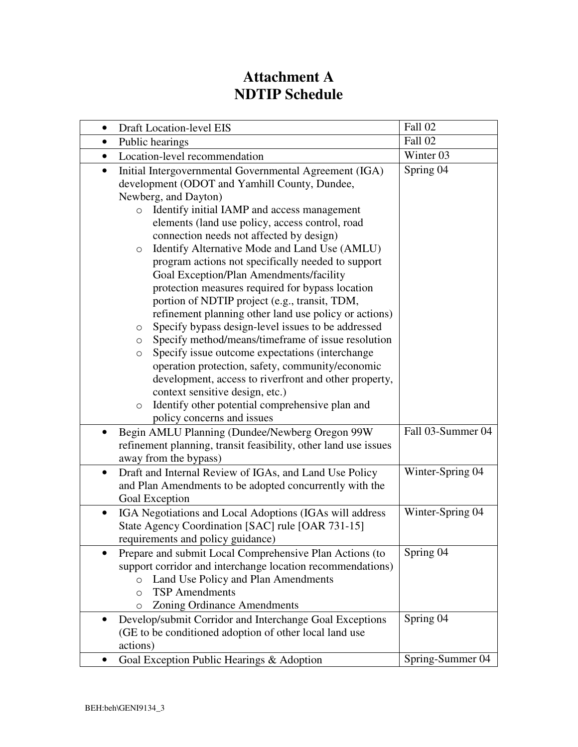# Attachment A
# NDTIP Schedule

| Task | Timeframe |
|---|---|
| • Draft Location-level EIS | Fall 02 |
| • Public hearings | Fall 02 |
| • Location-level recommendation | Winter 03 |
| • Initial Intergovernmental Governmental Agreement (IGA) development (ODOT and Yamhill County, Dundee, Newberg, and Dayton)<br>o Identify initial IAMP and access management elements (land use policy, access control, road connection needs not affected by design)<br>o Identify Alternative Mode and Land Use (AMLU) program actions not specifically needed to support Goal Exception/Plan Amendments/facility protection measures required for bypass location portion of NDTIP project (e.g., transit, TDM, refinement planning other land use policy or actions)<br>o Specify bypass design-level issues to be addressed<br>o Specify method/means/timeframe of issue resolution<br>o Specify issue outcome expectations (interchange operation protection, safety, community/economic development, access to riverfront and other property, context sensitive design, etc.)<br>o Identify other potential comprehensive plan and policy concerns and issues | Spring 04 |
| • Begin AMLU Planning (Dundee/Newberg Oregon 99W refinement planning, transit feasibility, other land use issues away from the bypass) | Fall 03-Summer 04 |
| • Draft and Internal Review of IGAs, and Land Use Policy and Plan Amendments to be adopted concurrently with the Goal Exception | Winter-Spring 04 |
| • IGA Negotiations and Local Adoptions (IGAs will address State Agency Coordination [SAC] rule [OAR 731-15] requirements and policy guidance) | Winter-Spring 04 |
| • Prepare and submit Local Comprehensive Plan Actions (to support corridor and interchange location recommendations)<br>o Land Use Policy and Plan Amendments<br>o TSP Amendments<br>o Zoning Ordinance Amendments | Spring 04 |
| • Develop/submit Corridor and Interchange Goal Exceptions (GE to be conditioned adoption of other local land use actions) | Spring 04 |
| • Goal Exception Public Hearings & Adoption | Spring-Summer 04 |

BEH:beh\GENI9134_3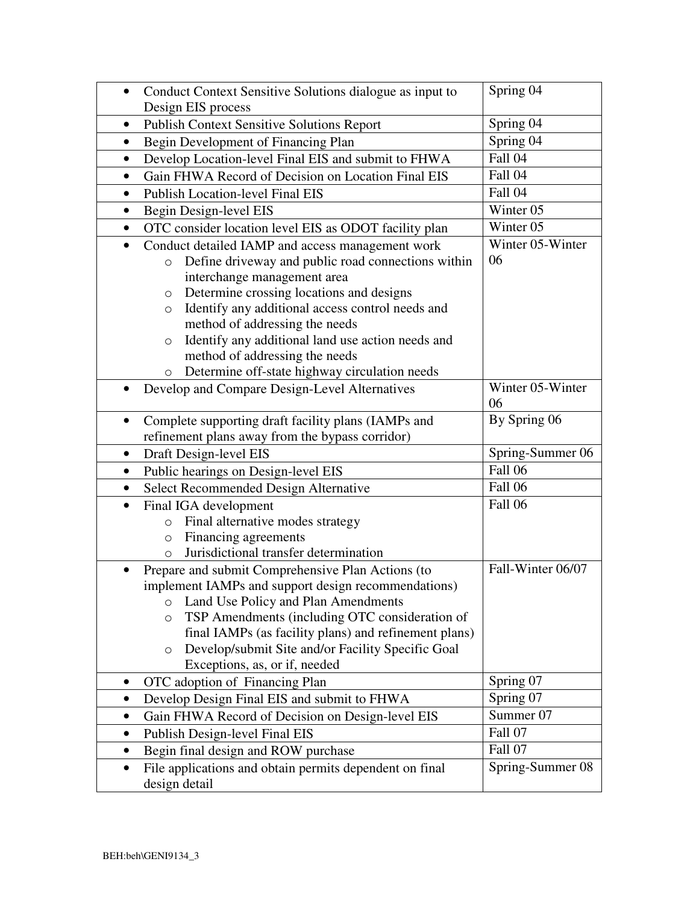| | |
|---|---|
| • Conduct Context Sensitive Solutions dialogue as input to Design EIS process | Spring 04 |
| • Publish Context Sensitive Solutions Report | Spring 04 |
| • Begin Development of Financing Plan | Spring 04 |
| • Develop Location-level Final EIS and submit to FHWA | Fall 04 |
| • Gain FHWA Record of Decision on Location Final EIS | Fall 04 |
| • Publish Location-level Final EIS | Fall 04 |
| • Begin Design-level EIS | Winter 05 |
| • OTC consider location level EIS as ODOT facility plan | Winter 05 |
| • Conduct detailed IAMP and access management work<br>o Define driveway and public road connections within interchange management area<br>o Determine crossing locations and designs<br>o Identify any additional access control needs and method of addressing the needs<br>o Identify any additional land use action needs and method of addressing the needs<br>o Determine off-state highway circulation needs | Winter 05-Winter 06 |
| • Develop and Compare Design-Level Alternatives | Winter 05-Winter 06 |
| • Complete supporting draft facility plans (IAMPs and refinement plans away from the bypass corridor) | By Spring 06 |
| • Draft Design-level EIS | Spring-Summer 06 |
| • Public hearings on Design-level EIS | Fall 06 |
| • Select Recommended Design Alternative | Fall 06 |
| • Final IGA development<br>o Final alternative modes strategy<br>o Financing agreements<br>o Jurisdictional transfer determination | Fall 06 |
| • Prepare and submit Comprehensive Plan Actions (to implement IAMPs and support design recommendations)<br>o Land Use Policy and Plan Amendments<br>o TSP Amendments (including OTC consideration of final IAMPs (as facility plans) and refinement plans)<br>o Develop/submit Site and/or Facility Specific Goal Exceptions, as, or if, needed | Fall-Winter 06/07 |
| • OTC adoption of Financing Plan | Spring 07 |
| • Develop Design Final EIS and submit to FHWA | Spring 07 |
| • Gain FHWA Record of Decision on Design-level EIS | Summer 07 |
| • Publish Design-level Final EIS | Fall 07 |
| • Begin final design and ROW purchase | Fall 07 |
| • File applications and obtain permits dependent on final design detail | Spring-Summer 08 |

BEH:beh\GENI9134_3